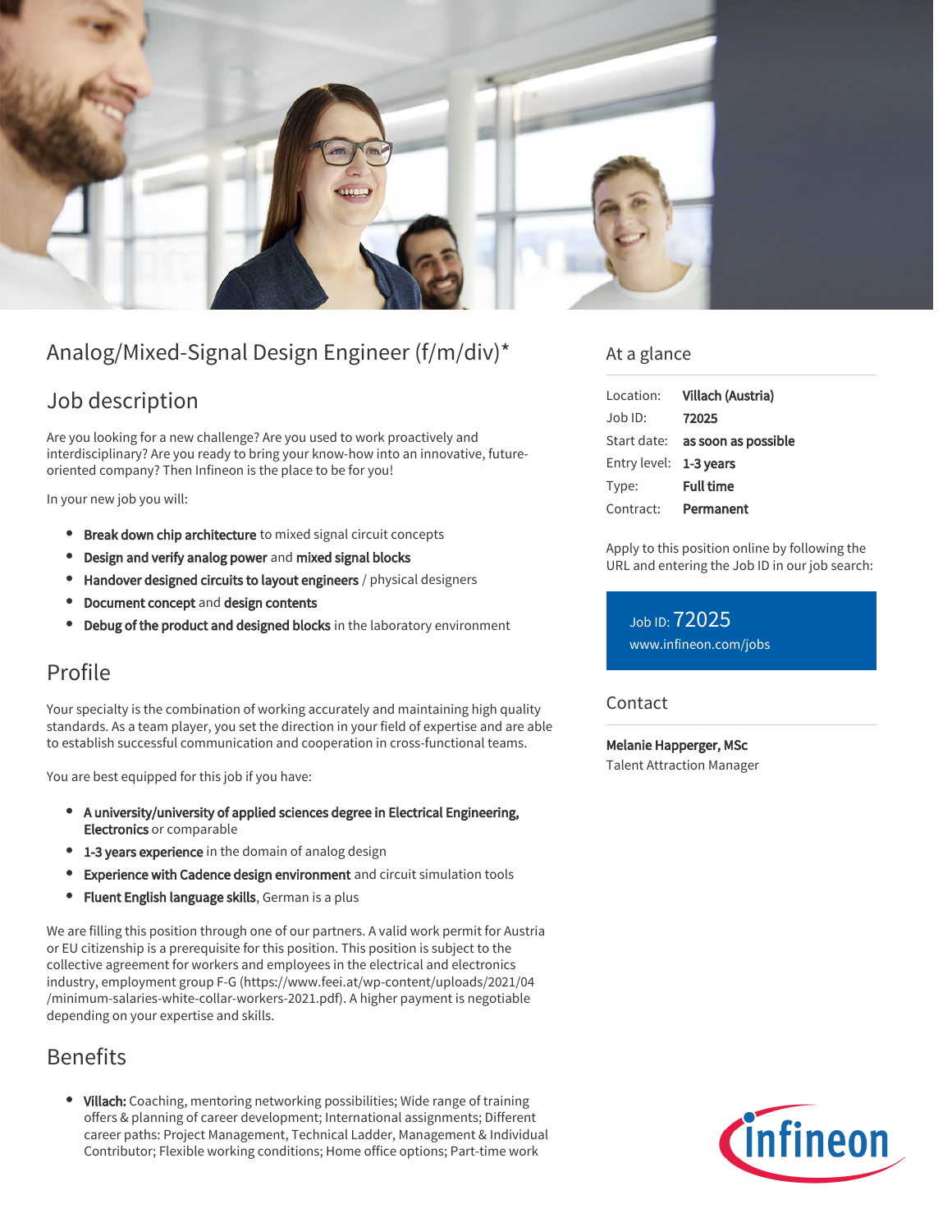# Analog/Mixed-Signal Design Engineer (f/m/div)*

## Job description

Are you looking for a new challenge? Are you used to work proactively and interdisciplinary? Are you ready to bring your know-how into an innovative, future-oriented company? Then Infineon is the place to be for you!

In your new job you will:

- **Break down chip architecture** to mixed signal circuit concepts
- **Design and verify analog power** and **mixed signal blocks**
- **Handover designed circuits to layout engineers** / physical designers
- **Document concept** and **design contents**
- **Debug of the product and designed blocks** in the laboratory environment

## Profile

Your specialty is the combination of working accurately and maintaining high quality standards. As a team player, you set the direction in your field of expertise and are able to establish successful communication and cooperation in cross-functional teams.

You are best equipped for this job if you have:

- **A university/university of applied sciences degree in Electrical Engineering, Electronics** or comparable
- **1-3 years experience** in the domain of analog design
- **Experience with Cadence design environment** and circuit simulation tools
- **Fluent English language skills**, German is a plus

We are filling this position through one of our partners. A valid work permit for Austria or EU citizenship is a prerequisite for this position. This position is subject to the collective agreement for workers and employees in the electrical and electronics industry, employment group F-G (https://www.feei.at/wp-content/uploads/2021/04/minimum-salaries-white-collar-workers-2021.pdf). A higher payment is negotiable depending on your expertise and skills.

## Benefits

- **Villach:** Coaching, mentoring networking possibilities; Wide range of training offers & planning of career development; International assignments; Different career paths: Project Management, Technical Ladder, Management & Individual Contributor; Flexible working conditions; Home office options; Part-time work

## At a glance

| | |
|---|---|
| Location: | **Villach (Austria)** |
| Job ID: | **72025** |
| Start date: | **as soon as possible** |
| Entry level: | **1-3 years** |
| Type: | **Full time** |
| Contract: | **Permanent** |

Apply to this position online by following the URL and entering the Job ID in our job search:

Job ID: 72025
www.infineon.com/jobs

## Contact

**Melanie Happerger, MSc**
Talent Attraction Manager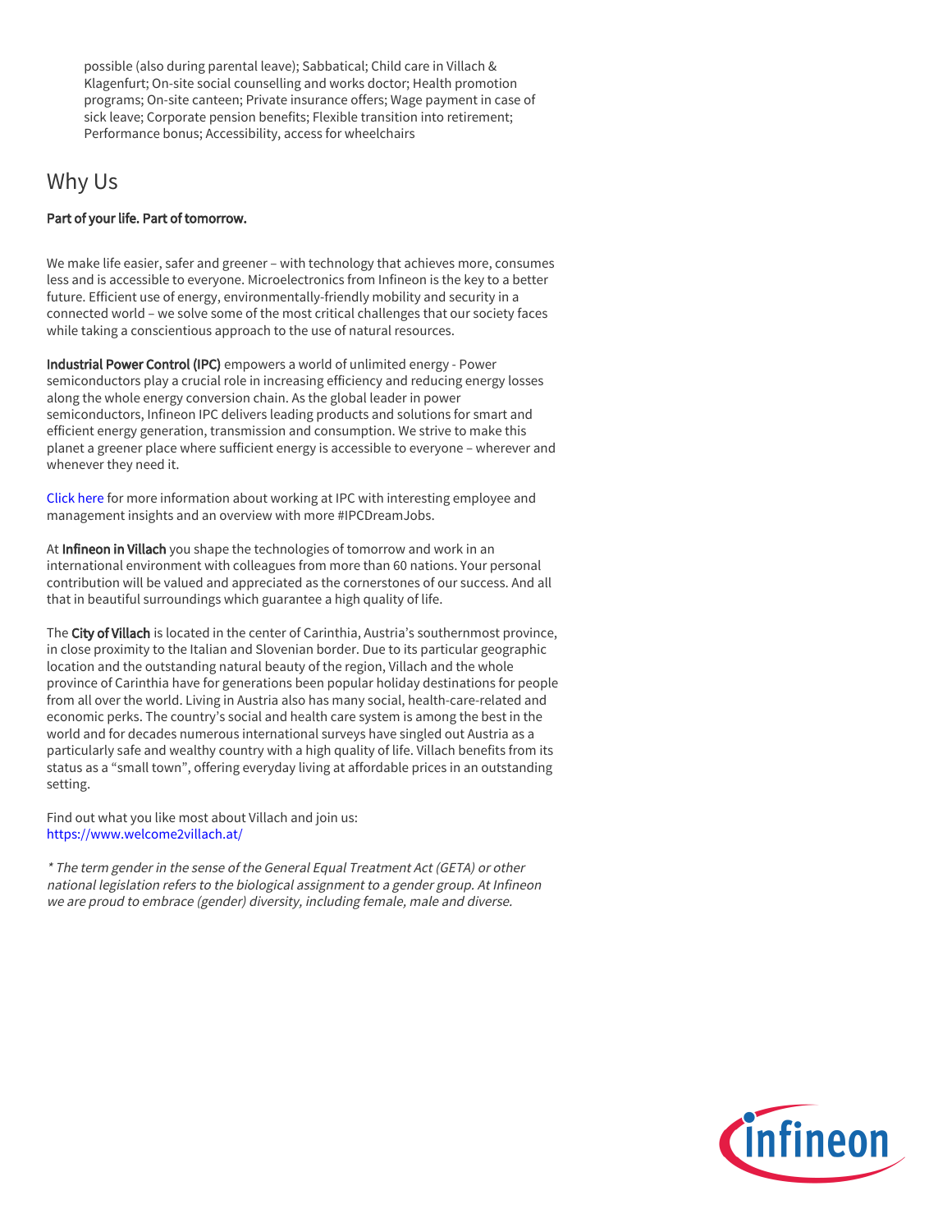possible (also during parental leave); Sabbatical; Child care in Villach & Klagenfurt; On-site social counselling and works doctor; Health promotion programs; On-site canteen; Private insurance offers; Wage payment in case of sick leave; Corporate pension benefits; Flexible transition into retirement; Performance bonus; Accessibility, access for wheelchairs

## Why Us

**Part of your life. Part of tomorrow.**

We make life easier, safer and greener – with technology that achieves more, consumes less and is accessible to everyone. Microelectronics from Infineon is the key to a better future. Efficient use of energy, environmentally-friendly mobility and security in a connected world – we solve some of the most critical challenges that our society faces while taking a conscientious approach to the use of natural resources.

**Industrial Power Control (IPC)** empowers a world of unlimited energy - Power semiconductors play a crucial role in increasing efficiency and reducing energy losses along the whole energy conversion chain. As the global leader in power semiconductors, Infineon IPC delivers leading products and solutions for smart and efficient energy generation, transmission and consumption. We strive to make this planet a greener place where sufficient energy is accessible to everyone – wherever and whenever they need it.

Click here for more information about working at IPC with interesting employee and management insights and an overview with more #IPCDreamJobs.

At **Infineon in Villach** you shape the technologies of tomorrow and work in an international environment with colleagues from more than 60 nations. Your personal contribution will be valued and appreciated as the cornerstones of our success. And all that in beautiful surroundings which guarantee a high quality of life.

The **City of Villach** is located in the center of Carinthia, Austria's southernmost province, in close proximity to the Italian and Slovenian border. Due to its particular geographic location and the outstanding natural beauty of the region, Villach and the whole province of Carinthia have for generations been popular holiday destinations for people from all over the world. Living in Austria also has many social, health-care-related and economic perks. The country's social and health care system is among the best in the world and for decades numerous international surveys have singled out Austria as a particularly safe and wealthy country with a high quality of life. Villach benefits from its status as a "small town", offering everyday living at affordable prices in an outstanding setting.

Find out what you like most about Villach and join us:
https://www.welcome2villach.at/

*\* The term gender in the sense of the General Equal Treatment Act (GETA) or other national legislation refers to the biological assignment to a gender group. At Infineon we are proud to embrace (gender) diversity, including female, male and diverse.*